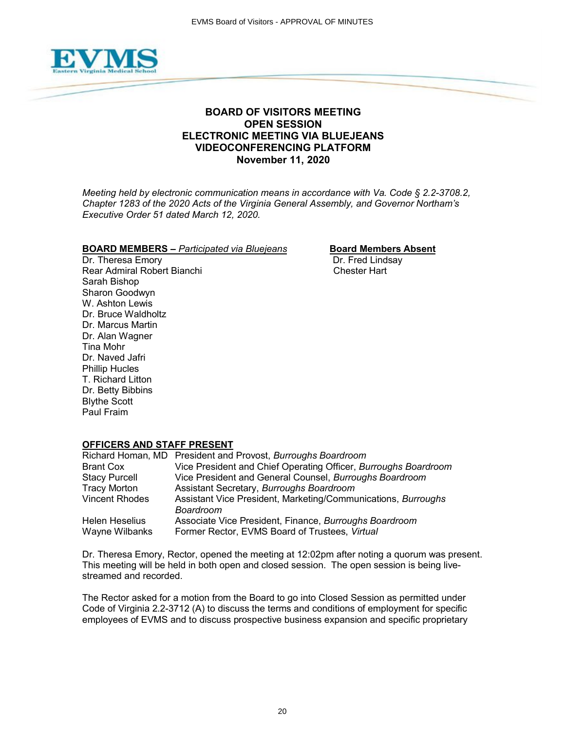# BOARD OF VISITORS MEETING
# OPEN SESSION
# ELECTRONIC MEETING VIA BLUEJEANS VIDEOCONFERENCING PLATFORM
# November 11, 2020

*Meeting held by electronic communication means in accordance with Va. Code § 2.2-3708.2, Chapter 1283 of the 2020 Acts of the Virginia General Assembly, and Governor Northam's Executive Order 51 dated March 12, 2020.*

**BOARD MEMBERS –** *Participated via Bluejeans*

Dr. Theresa Emory
Rear Admiral Robert Bianchi
Sarah Bishop
Sharon Goodwyn
W. Ashton Lewis
Dr. Bruce Waldholtz
Dr. Marcus Martin
Dr. Alan Wagner
Tina Mohr
Dr. Naved Jafri
Phillip Hucles
T. Richard Litton
Dr. Betty Bibbins
Blythe Scott
Paul Fraim

**Board Members Absent**

Dr. Fred Lindsay
Chester Hart

**OFFICERS AND STAFF PRESENT**

| | |
|---|---|
| Richard Homan, MD | President and Provost, *Burroughs Boardroom* |
| Brant Cox | Vice President and Chief Operating Officer, *Burroughs Boardroom* |
| Stacy Purcell | Vice President and General Counsel, *Burroughs Boardroom* |
| Tracy Morton | Assistant Secretary, *Burroughs Boardroom* |
| Vincent Rhodes | Assistant Vice President, Marketing/Communications, *Burroughs Boardroom* |
| Helen Heselius | Associate Vice President, Finance, *Burroughs Boardroom* |
| Wayne Wilbanks | Former Rector, EVMS Board of Trustees, *Virtual* |

Dr. Theresa Emory, Rector, opened the meeting at 12:02pm after noting a quorum was present. This meeting will be held in both open and closed session. The open session is being live-streamed and recorded.

The Rector asked for a motion from the Board to go into Closed Session as permitted under Code of Virginia 2.2-3712 (A) to discuss the terms and conditions of employment for specific employees of EVMS and to discuss prospective business expansion and specific proprietary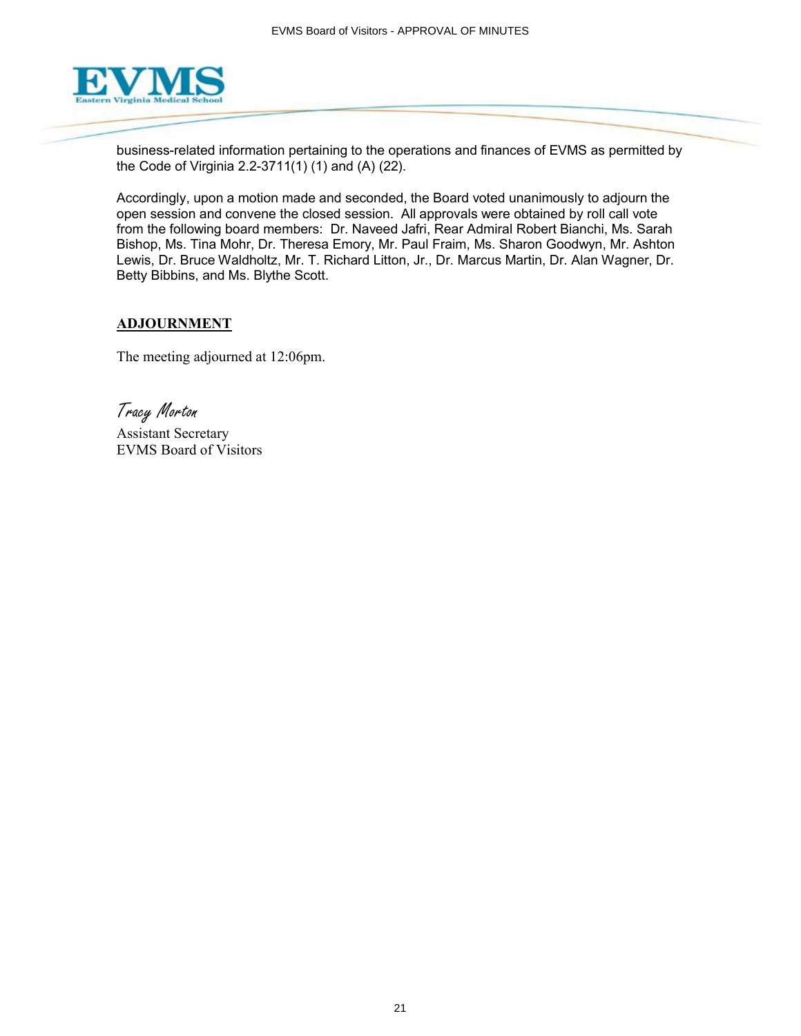business-related information pertaining to the operations and finances of EVMS as permitted by the Code of Virginia 2.2-3711(1) (1) and (A) (22).

Accordingly, upon a motion made and seconded, the Board voted unanimously to adjourn the open session and convene the closed session. All approvals were obtained by roll call vote from the following board members: Dr. Naveed Jafri, Rear Admiral Robert Bianchi, Ms. Sarah Bishop, Ms. Tina Mohr, Dr. Theresa Emory, Mr. Paul Fraim, Ms. Sharon Goodwyn, Mr. Ashton Lewis, Dr. Bruce Waldholtz, Mr. T. Richard Litton, Jr., Dr. Marcus Martin, Dr. Alan Wagner, Dr. Betty Bibbins, and Ms. Blythe Scott.

**ADJOURNMENT**

The meeting adjourned at 12:06pm.

*Tracy Morton*
Assistant Secretary
EVMS Board of Visitors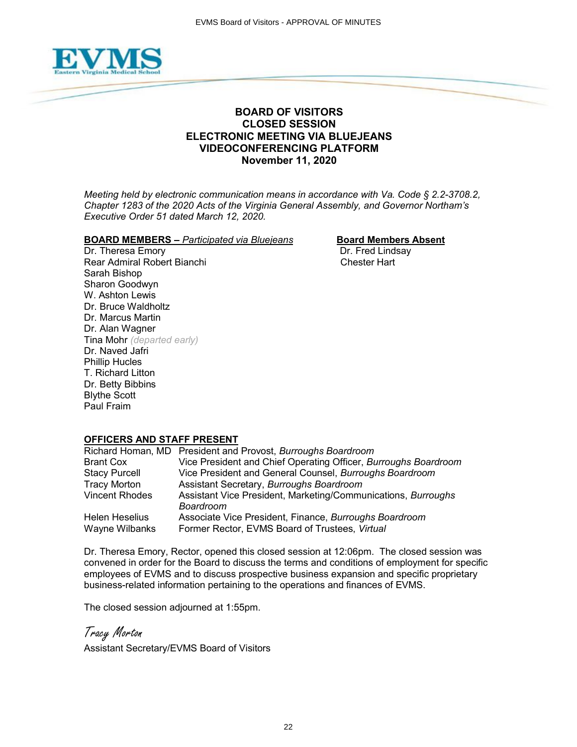# BOARD OF VISITORS
# CLOSED SESSION
# ELECTRONIC MEETING VIA BLUEJEANS VIDEOCONFERENCING PLATFORM
# November 11, 2020

*Meeting held by electronic communication means in accordance with Va. Code § 2.2-3708.2, Chapter 1283 of the 2020 Acts of the Virginia General Assembly, and Governor Northam's Executive Order 51 dated March 12, 2020.*

**BOARD MEMBERS –** *Participated via Bluejeans*

Dr. Theresa Emory
Rear Admiral Robert Bianchi
Sarah Bishop
Sharon Goodwyn
W. Ashton Lewis
Dr. Bruce Waldholtz
Dr. Marcus Martin
Dr. Alan Wagner
Tina Mohr *(departed early)*
Dr. Naved Jafri
Phillip Hucles
T. Richard Litton
Dr. Betty Bibbins
Blythe Scott
Paul Fraim

**Board Members Absent**

Dr. Fred Lindsay
Chester Hart

**OFFICERS AND STAFF PRESENT**

| | |
|---|---|
| Richard Homan, MD | President and Provost, *Burroughs Boardroom* |
| Brant Cox | Vice President and Chief Operating Officer, *Burroughs Boardroom* |
| Stacy Purcell | Vice President and General Counsel, *Burroughs Boardroom* |
| Tracy Morton | Assistant Secretary, *Burroughs Boardroom* |
| Vincent Rhodes | Assistant Vice President, Marketing/Communications, *Burroughs Boardroom* |
| Helen Heselius | Associate Vice President, Finance, *Burroughs Boardroom* |
| Wayne Wilbanks | Former Rector, EVMS Board of Trustees, *Virtual* |

Dr. Theresa Emory, Rector, opened this closed session at 12:06pm. The closed session was convened in order for the Board to discuss the terms and conditions of employment for specific employees of EVMS and to discuss prospective business expansion and specific proprietary business-related information pertaining to the operations and finances of EVMS.

The closed session adjourned at 1:55pm.

*Tracy Morton*
Assistant Secretary/EVMS Board of Visitors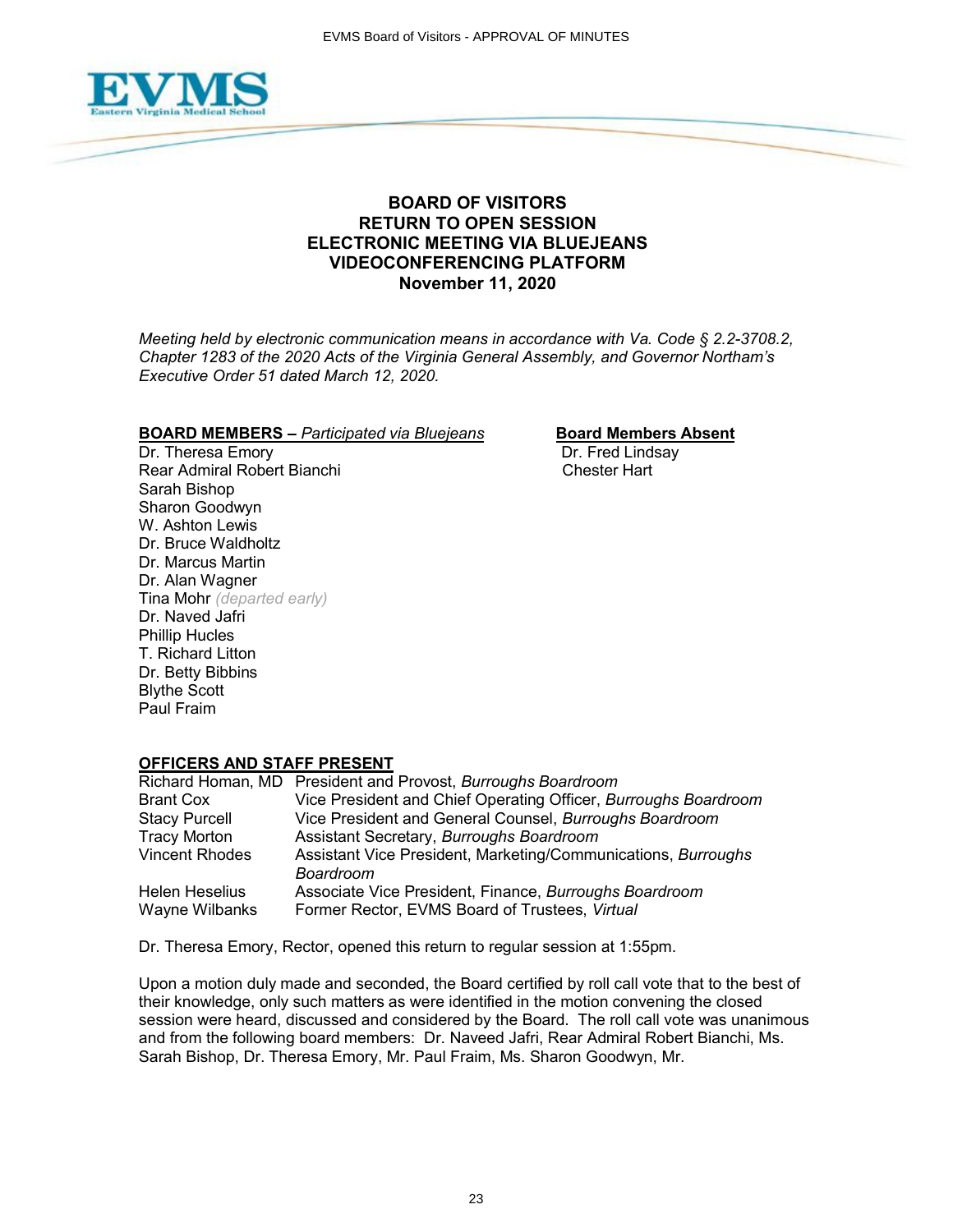## BOARD OF VISITORS
## RETURN TO OPEN SESSION
## ELECTRONIC MEETING VIA BLUEJEANS VIDEOCONFERENCING PLATFORM
## November 11, 2020

*Meeting held by electronic communication means in accordance with Va. Code § 2.2-3708.2, Chapter 1283 of the 2020 Acts of the Virginia General Assembly, and Governor Northam's Executive Order 51 dated March 12, 2020.*

**BOARD MEMBERS –** ***Participated via Bluejeans***

Dr. Theresa Emory
Rear Admiral Robert Bianchi
Sarah Bishop
Sharon Goodwyn
W. Ashton Lewis
Dr. Bruce Waldholtz
Dr. Marcus Martin
Dr. Alan Wagner
Tina Mohr *(departed early)*
Dr. Naved Jafri
Phillip Hucles
T. Richard Litton
Dr. Betty Bibbins
Blythe Scott
Paul Fraim

**Board Members Absent**

Dr. Fred Lindsay
Chester Hart

**OFFICERS AND STAFF PRESENT**

| | |
|---|---|
| Richard Homan, MD | President and Provost, *Burroughs Boardroom* |
| Brant Cox | Vice President and Chief Operating Officer, *Burroughs Boardroom* |
| Stacy Purcell | Vice President and General Counsel, *Burroughs Boardroom* |
| Tracy Morton | Assistant Secretary, *Burroughs Boardroom* |
| Vincent Rhodes | Assistant Vice President, Marketing/Communications, *Burroughs Boardroom* |
| Helen Heselius | Associate Vice President, Finance, *Burroughs Boardroom* |
| Wayne Wilbanks | Former Rector, EVMS Board of Trustees, *Virtual* |

Dr. Theresa Emory, Rector, opened this return to regular session at 1:55pm.

Upon a motion duly made and seconded, the Board certified by roll call vote that to the best of their knowledge, only such matters as were identified in the motion convening the closed session were heard, discussed and considered by the Board. The roll call vote was unanimous and from the following board members: Dr. Naveed Jafri, Rear Admiral Robert Bianchi, Ms. Sarah Bishop, Dr. Theresa Emory, Mr. Paul Fraim, Ms. Sharon Goodwyn, Mr.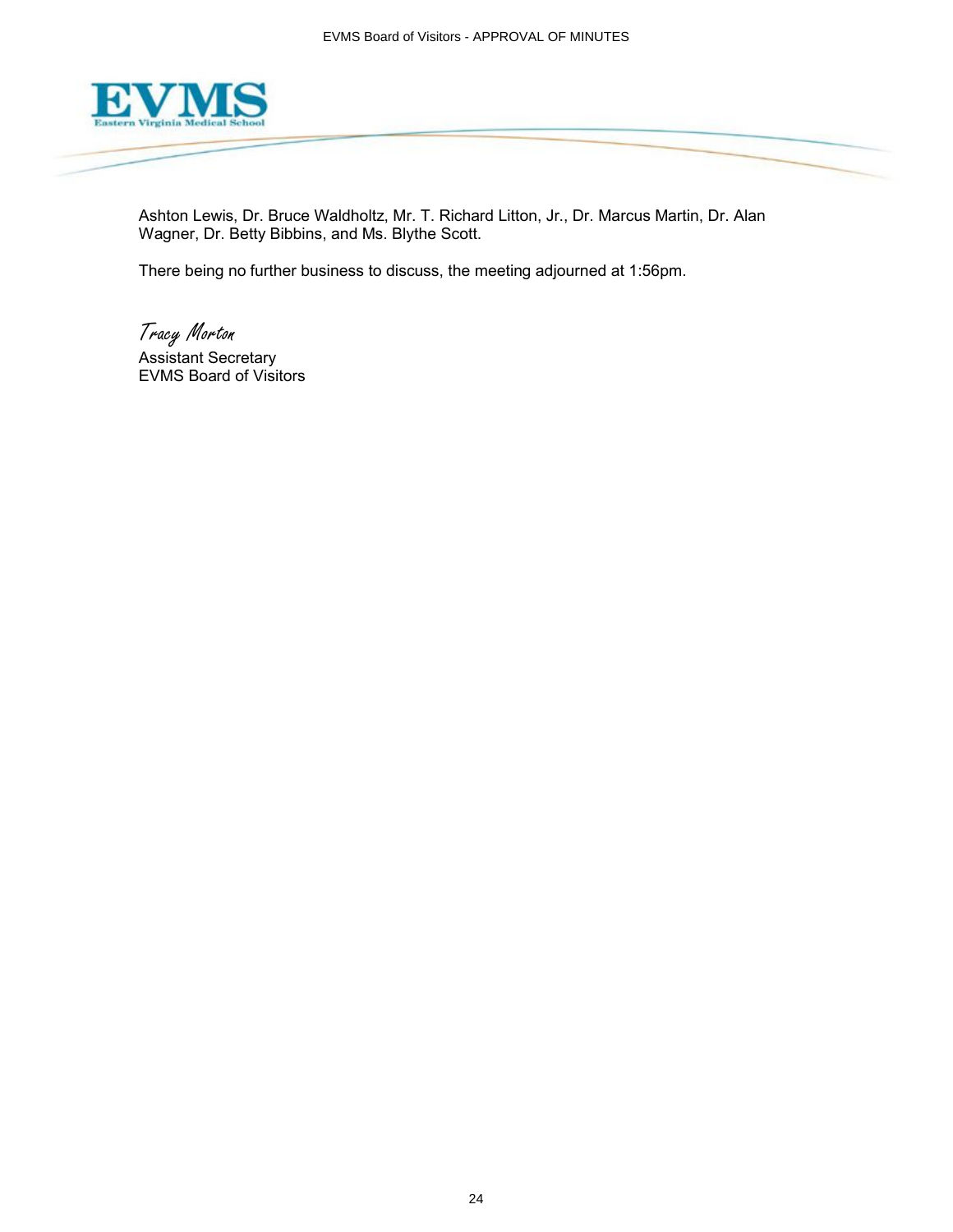Ashton Lewis, Dr. Bruce Waldholtz, Mr. T. Richard Litton, Jr., Dr. Marcus Martin, Dr. Alan Wagner, Dr. Betty Bibbins, and Ms. Blythe Scott.

There being no further business to discuss, the meeting adjourned at 1:56pm.

*Tracy Morton*
Assistant Secretary
EVMS Board of Visitors